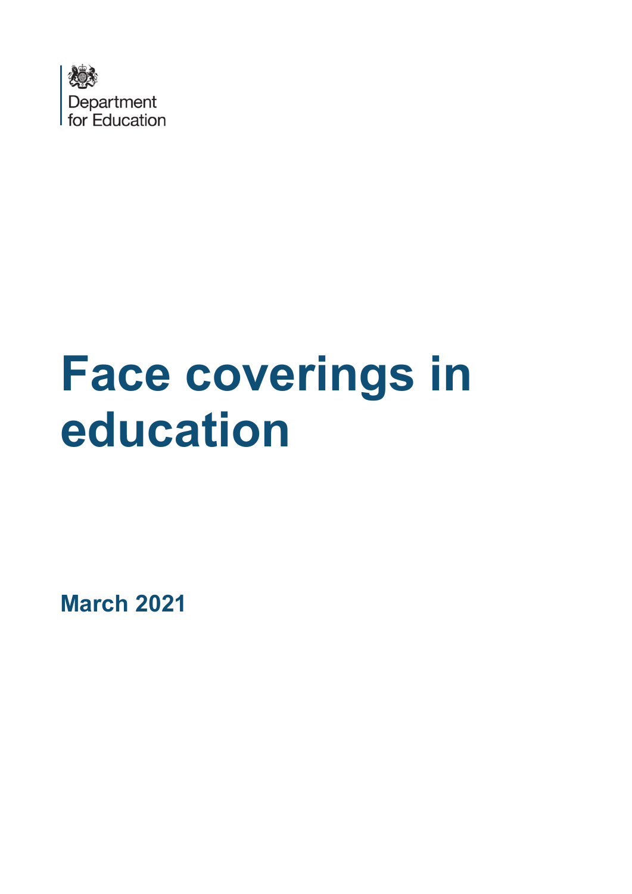Department for Education

# Face coverings in education

**March 2021**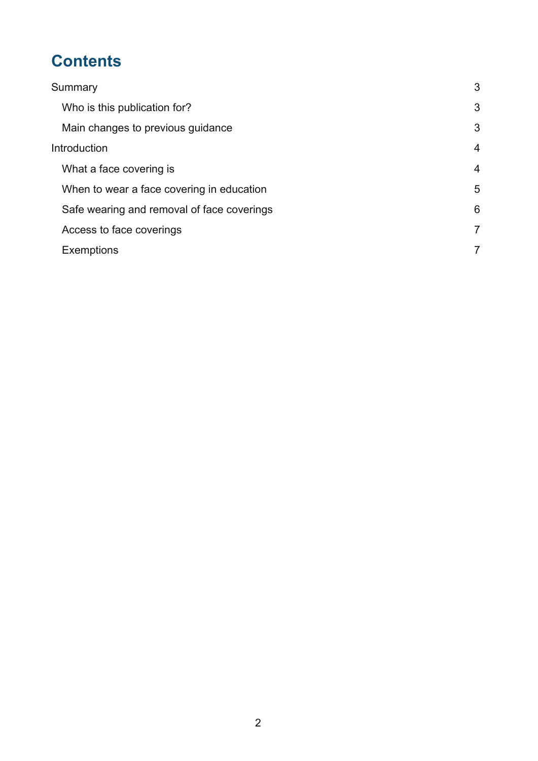# Contents

- Summary 3
  - Who is this publication for? 3
  - Main changes to previous guidance 3
- Introduction 4
  - What a face covering is 4
  - When to wear a face covering in education 5
  - Safe wearing and removal of face coverings 6
  - Access to face coverings 7
  - Exemptions 7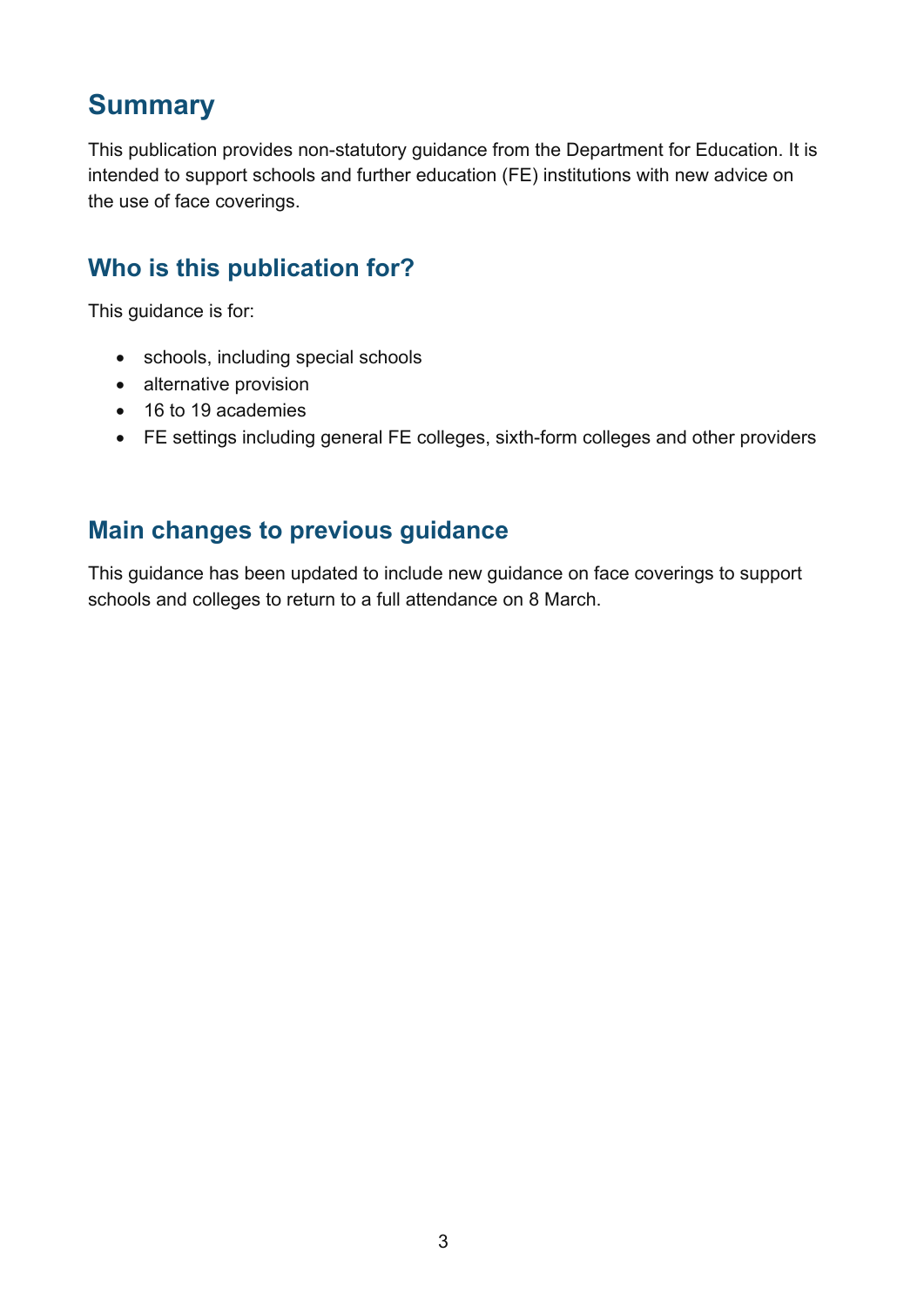# Summary

This publication provides non-statutory guidance from the Department for Education. It is intended to support schools and further education (FE) institutions with new advice on the use of face coverings.

## Who is this publication for?

This guidance is for:

- schools, including special schools
- alternative provision
- 16 to 19 academies
- FE settings including general FE colleges, sixth-form colleges and other providers

## Main changes to previous guidance

This guidance has been updated to include new guidance on face coverings to support schools and colleges to return to a full attendance on 8 March.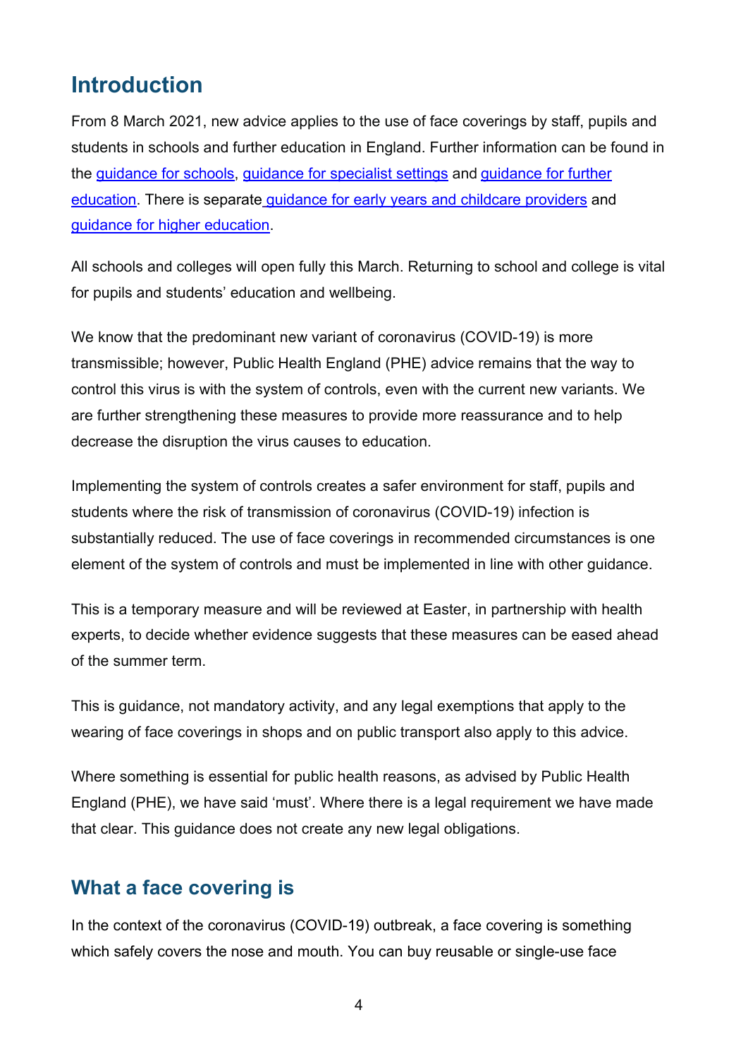## Introduction

From 8 March 2021, new advice applies to the use of face coverings by staff, pupils and students in schools and further education in England. Further information can be found in the guidance for schools, guidance for specialist settings and guidance for further education. There is separate guidance for early years and childcare providers and guidance for higher education.

All schools and colleges will open fully this March. Returning to school and college is vital for pupils and students' education and wellbeing.

We know that the predominant new variant of coronavirus (COVID-19) is more transmissible; however, Public Health England (PHE) advice remains that the way to control this virus is with the system of controls, even with the current new variants. We are further strengthening these measures to provide more reassurance and to help decrease the disruption the virus causes to education.

Implementing the system of controls creates a safer environment for staff, pupils and students where the risk of transmission of coronavirus (COVID-19) infection is substantially reduced. The use of face coverings in recommended circumstances is one element of the system of controls and must be implemented in line with other guidance.

This is a temporary measure and will be reviewed at Easter, in partnership with health experts, to decide whether evidence suggests that these measures can be eased ahead of the summer term.

This is guidance, not mandatory activity, and any legal exemptions that apply to the wearing of face coverings in shops and on public transport also apply to this advice.

Where something is essential for public health reasons, as advised by Public Health England (PHE), we have said 'must'. Where there is a legal requirement we have made that clear. This guidance does not create any new legal obligations.

## What a face covering is

In the context of the coronavirus (COVID-19) outbreak, a face covering is something which safely covers the nose and mouth. You can buy reusable or single-use face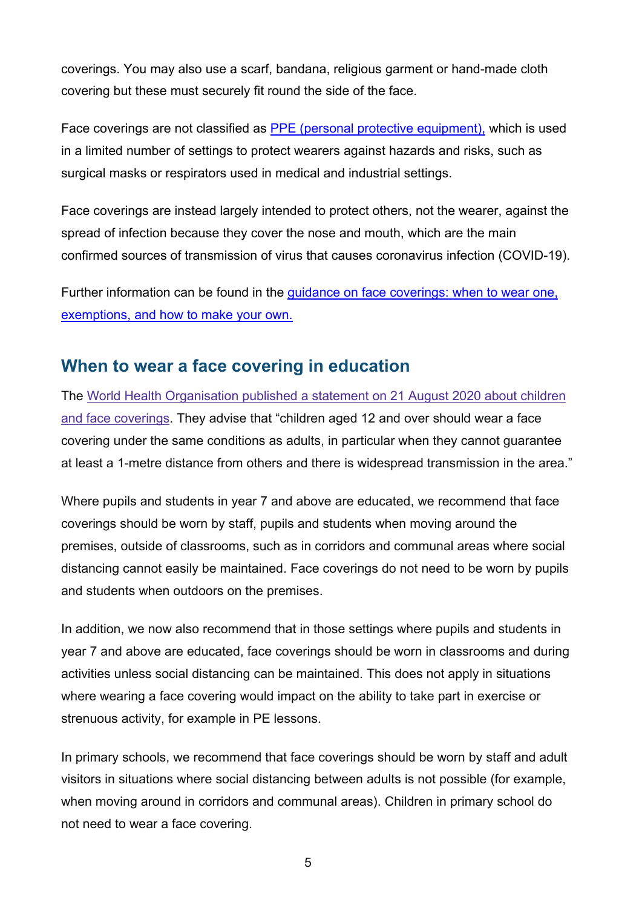coverings. You may also use a scarf, bandana, religious garment or hand-made cloth covering but these must securely fit round the side of the face.

Face coverings are not classified as [PPE (personal protective equipment),](#) which is used in a limited number of settings to protect wearers against hazards and risks, such as surgical masks or respirators used in medical and industrial settings.

Face coverings are instead largely intended to protect others, not the wearer, against the spread of infection because they cover the nose and mouth, which are the main confirmed sources of transmission of virus that causes coronavirus infection (COVID-19).

Further information can be found in the [guidance on face coverings: when to wear one, exemptions, and how to make your own.](#)

## When to wear a face covering in education

The [World Health Organisation published a statement on 21 August 2020 about children and face coverings](#). They advise that "children aged 12 and over should wear a face covering under the same conditions as adults, in particular when they cannot guarantee at least a 1-metre distance from others and there is widespread transmission in the area."

Where pupils and students in year 7 and above are educated, we recommend that face coverings should be worn by staff, pupils and students when moving around the premises, outside of classrooms, such as in corridors and communal areas where social distancing cannot easily be maintained. Face coverings do not need to be worn by pupils and students when outdoors on the premises.

In addition, we now also recommend that in those settings where pupils and students in year 7 and above are educated, face coverings should be worn in classrooms and during activities unless social distancing can be maintained. This does not apply in situations where wearing a face covering would impact on the ability to take part in exercise or strenuous activity, for example in PE lessons.

In primary schools, we recommend that face coverings should be worn by staff and adult visitors in situations where social distancing between adults is not possible (for example, when moving around in corridors and communal areas). Children in primary school do not need to wear a face covering.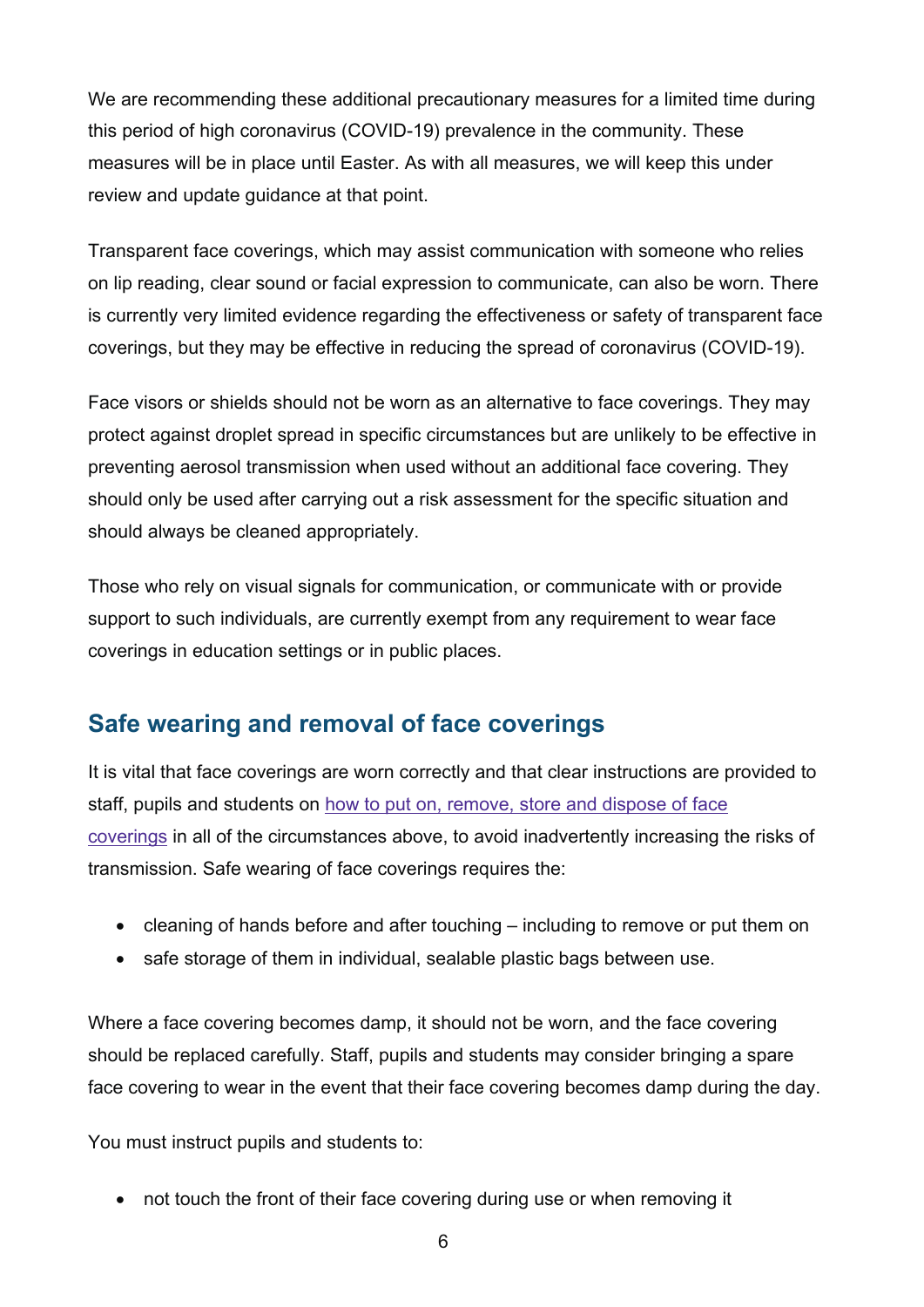We are recommending these additional precautionary measures for a limited time during this period of high coronavirus (COVID-19) prevalence in the community. These measures will be in place until Easter. As with all measures, we will keep this under review and update guidance at that point.

Transparent face coverings, which may assist communication with someone who relies on lip reading, clear sound or facial expression to communicate, can also be worn. There is currently very limited evidence regarding the effectiveness or safety of transparent face coverings, but they may be effective in reducing the spread of coronavirus (COVID-19).

Face visors or shields should not be worn as an alternative to face coverings. They may protect against droplet spread in specific circumstances but are unlikely to be effective in preventing aerosol transmission when used without an additional face covering. They should only be used after carrying out a risk assessment for the specific situation and should always be cleaned appropriately.

Those who rely on visual signals for communication, or communicate with or provide support to such individuals, are currently exempt from any requirement to wear face coverings in education settings or in public places.

## Safe wearing and removal of face coverings

It is vital that face coverings are worn correctly and that clear instructions are provided to staff, pupils and students on how to put on, remove, store and dispose of face coverings in all of the circumstances above, to avoid inadvertently increasing the risks of transmission. Safe wearing of face coverings requires the:

- cleaning of hands before and after touching – including to remove or put them on
- safe storage of them in individual, sealable plastic bags between use.

Where a face covering becomes damp, it should not be worn, and the face covering should be replaced carefully. Staff, pupils and students may consider bringing a spare face covering to wear in the event that their face covering becomes damp during the day.

You must instruct pupils and students to:

- not touch the front of their face covering during use or when removing it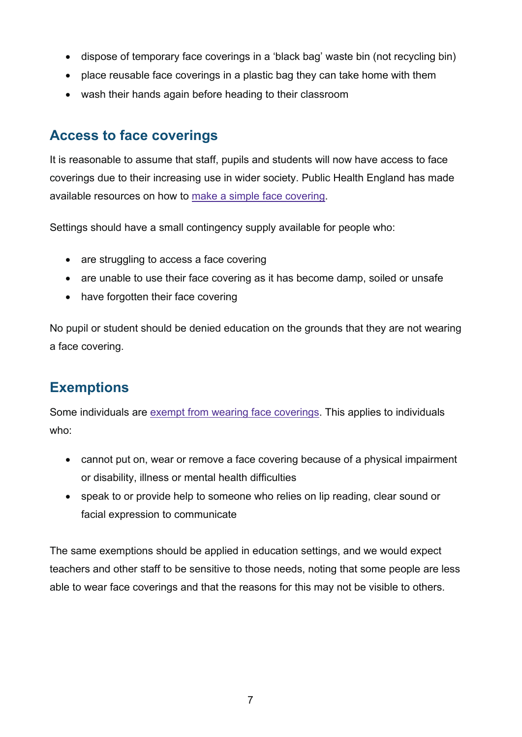- dispose of temporary face coverings in a 'black bag' waste bin (not recycling bin)
- place reusable face coverings in a plastic bag they can take home with them
- wash their hands again before heading to their classroom

## Access to face coverings

It is reasonable to assume that staff, pupils and students will now have access to face coverings due to their increasing use in wider society. Public Health England has made available resources on how to make a simple face covering.

Settings should have a small contingency supply available for people who:

- are struggling to access a face covering
- are unable to use their face covering as it has become damp, soiled or unsafe
- have forgotten their face covering

No pupil or student should be denied education on the grounds that they are not wearing a face covering.

## Exemptions

Some individuals are exempt from wearing face coverings. This applies to individuals who:

- cannot put on, wear or remove a face covering because of a physical impairment or disability, illness or mental health difficulties
- speak to or provide help to someone who relies on lip reading, clear sound or facial expression to communicate

The same exemptions should be applied in education settings, and we would expect teachers and other staff to be sensitive to those needs, noting that some people are less able to wear face coverings and that the reasons for this may not be visible to others.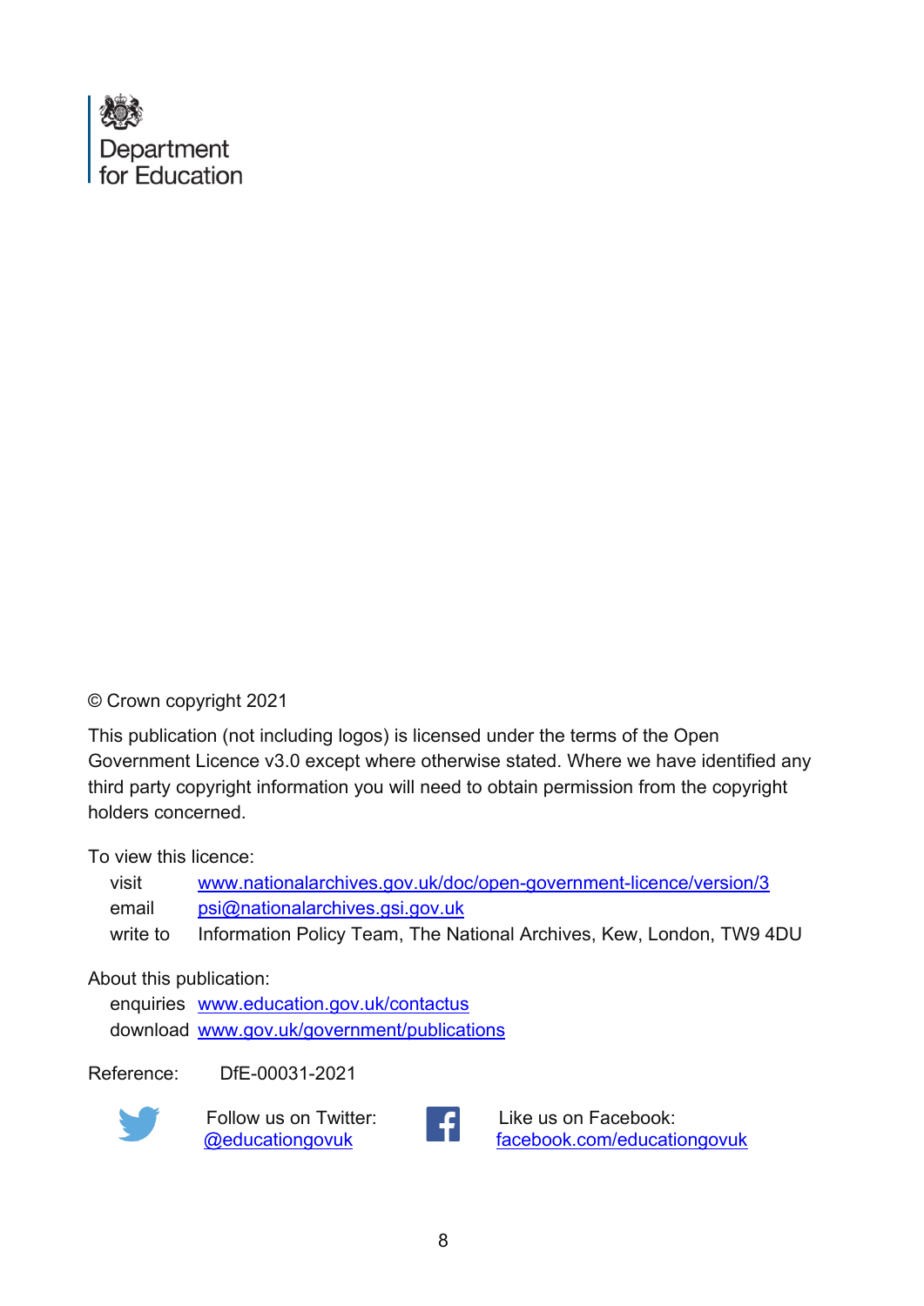Department for Education

© Crown copyright 2021

This publication (not including logos) is licensed under the terms of the Open Government Licence v3.0 except where otherwise stated. Where we have identified any third party copyright information you will need to obtain permission from the copyright holders concerned.

To view this licence:

| | |
|---|---|
| visit | www.nationalarchives.gov.uk/doc/open-government-licence/version/3 |
| email | psi@nationalarchives.gsi.gov.uk |
| write to | Information Policy Team, The National Archives, Kew, London, TW9 4DU |

About this publication:

| | |
|---|---|
| enquiries | www.education.gov.uk/contactus |
| download | www.gov.uk/government/publications |

Reference: DfE-00031-2021

Follow us on Twitter: @educationgovuk

Like us on Facebook: facebook.com/educationgovuk